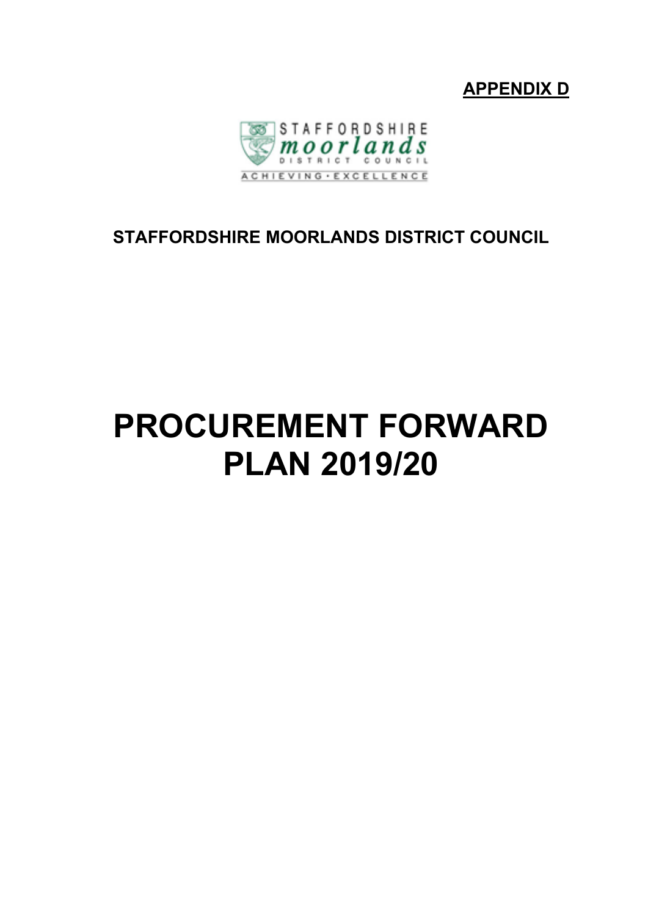**APPENDIX D**

STAFFORDSHIRE
moorlands
DISTRICT COUNCIL
ACHIEVING · EXCELLENCE

**STAFFORDSHIRE MOORLANDS DISTRICT COUNCIL**

# PROCUREMENT FORWARD PLAN 2019/20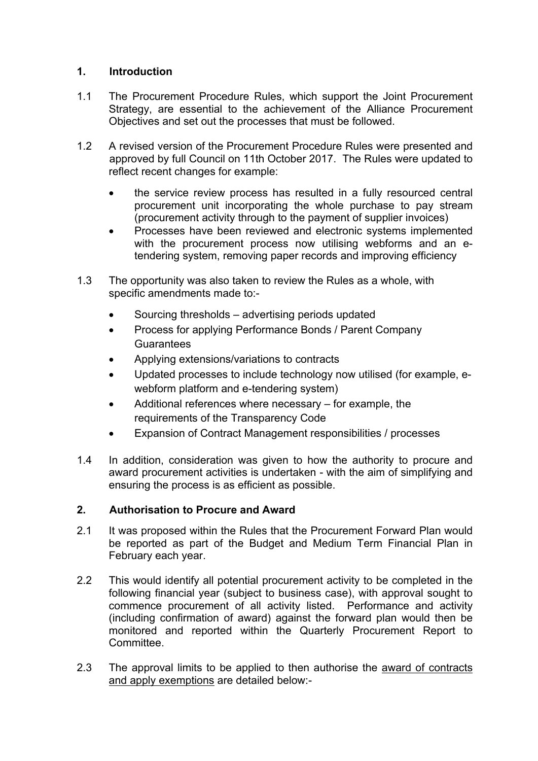## 1. Introduction

1.1 The Procurement Procedure Rules, which support the Joint Procurement Strategy, are essential to the achievement of the Alliance Procurement Objectives and set out the processes that must be followed.

1.2 A revised version of the Procurement Procedure Rules were presented and approved by full Council on 11th October 2017. The Rules were updated to reflect recent changes for example:

- the service review process has resulted in a fully resourced central procurement unit incorporating the whole purchase to pay stream (procurement activity through to the payment of supplier invoices)
- Processes have been reviewed and electronic systems implemented with the procurement process now utilising webforms and an e-tendering system, removing paper records and improving efficiency

1.3 The opportunity was also taken to review the Rules as a whole, with specific amendments made to:-

- Sourcing thresholds – advertising periods updated
- Process for applying Performance Bonds / Parent Company Guarantees
- Applying extensions/variations to contracts
- Updated processes to include technology now utilised (for example, e-webform platform and e-tendering system)
- Additional references where necessary – for example, the requirements of the Transparency Code
- Expansion of Contract Management responsibilities / processes

1.4 In addition, consideration was given to how the authority to procure and award procurement activities is undertaken - with the aim of simplifying and ensuring the process is as efficient as possible.

## 2. Authorisation to Procure and Award

2.1 It was proposed within the Rules that the Procurement Forward Plan would be reported as part of the Budget and Medium Term Financial Plan in February each year.

2.2 This would identify all potential procurement activity to be completed in the following financial year (subject to business case), with approval sought to commence procurement of all activity listed. Performance and activity (including confirmation of award) against the forward plan would then be monitored and reported within the Quarterly Procurement Report to Committee.

2.3 The approval limits to be applied to then authorise the <u>award of contracts and apply exemptions</u> are detailed below:-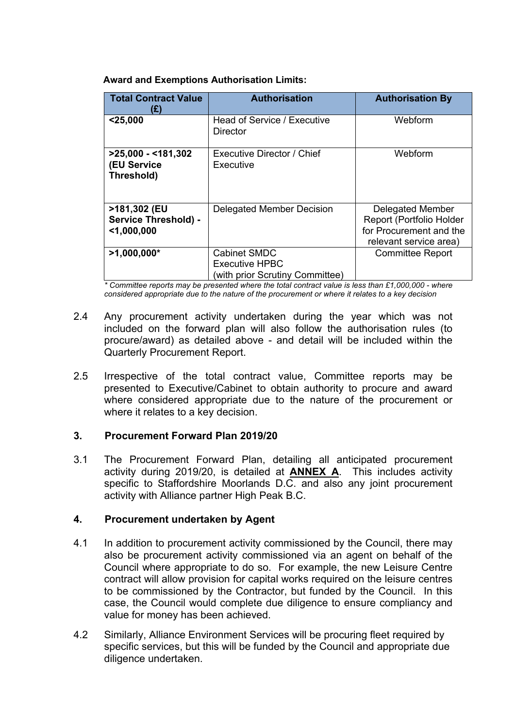**Award and Exemptions Authorisation Limits:**

| Total Contract Value (£) | Authorisation | Authorisation By |
|---|---|---|
| **<25,000** | Head of Service / Executive Director | Webform |
| **>25,000 - <181,302 (EU Service Threshold)** | Executive Director / Chief Executive | Webform |
| **>181,302 (EU Service Threshold) - <1,000,000** | Delegated Member Decision | Delegated Member Report (Portfolio Holder for Procurement and the relevant service area) |
| **>1,000,000*** | Cabinet SMDC<br>Executive HPBC<br>(with prior Scrutiny Committee) | Committee Report |

*\* Committee reports may be presented where the total contract value is less than £1,000,000 - where considered appropriate due to the nature of the procurement or where it relates to a key decision*

2.4 Any procurement activity undertaken during the year which was not included on the forward plan will also follow the authorisation rules (to procure/award) as detailed above - and detail will be included within the Quarterly Procurement Report.

2.5 Irrespective of the total contract value, Committee reports may be presented to Executive/Cabinet to obtain authority to procure and award where considered appropriate due to the nature of the procurement or where it relates to a key decision.

## 3. Procurement Forward Plan 2019/20

3.1 The Procurement Forward Plan, detailing all anticipated procurement activity during 2019/20, is detailed at **ANNEX A**. This includes activity specific to Staffordshire Moorlands D.C. and also any joint procurement activity with Alliance partner High Peak B.C.

## 4. Procurement undertaken by Agent

4.1 In addition to procurement activity commissioned by the Council, there may also be procurement activity commissioned via an agent on behalf of the Council where appropriate to do so. For example, the new Leisure Centre contract will allow provision for capital works required on the leisure centres to be commissioned by the Contractor, but funded by the Council. In this case, the Council would complete due diligence to ensure compliancy and value for money has been achieved.

4.2 Similarly, Alliance Environment Services will be procuring fleet required by specific services, but this will be funded by the Council and appropriate due diligence undertaken.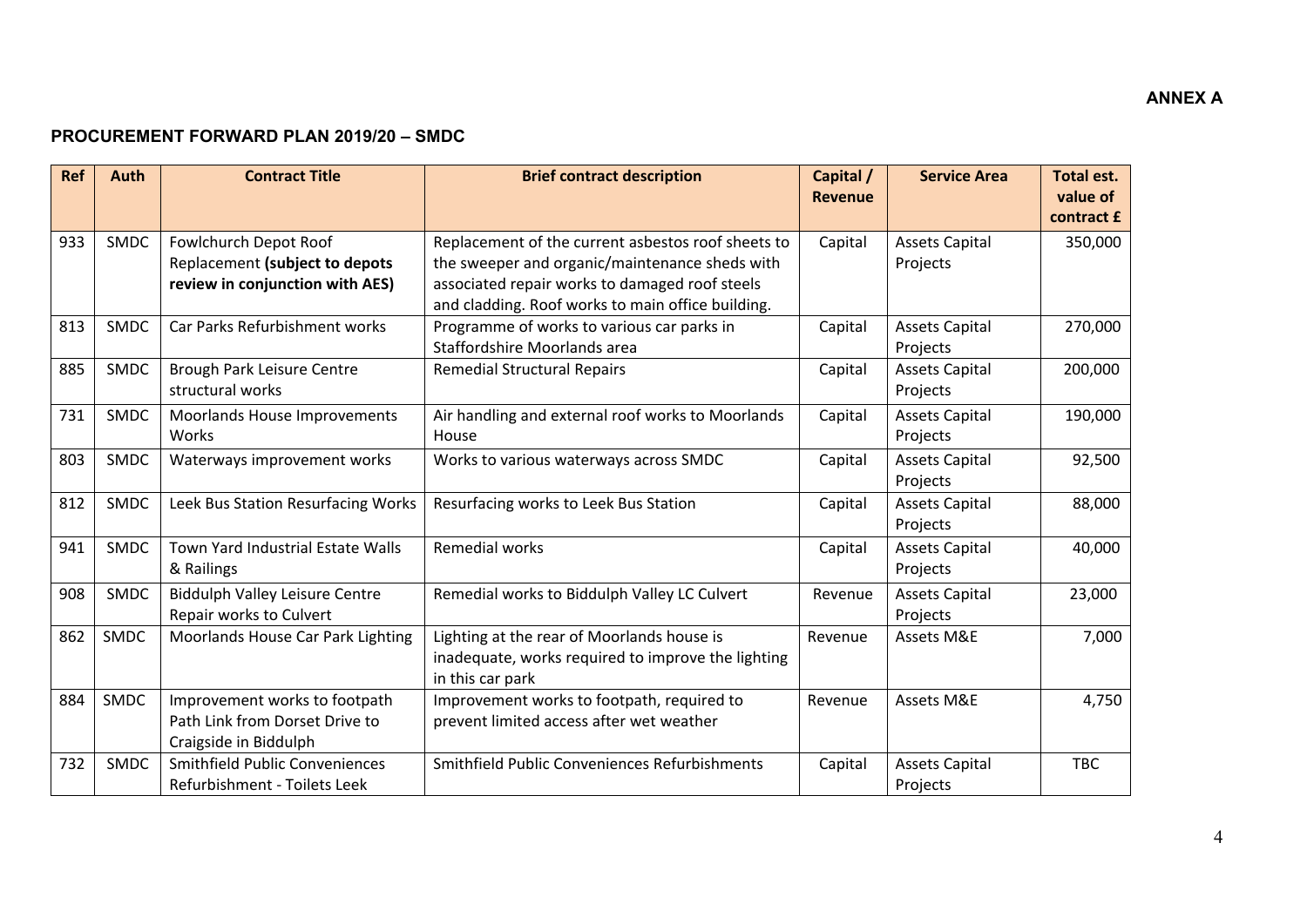**ANNEX A**

## PROCUREMENT FORWARD PLAN 2019/20 – SMDC

| Ref | Auth | Contract Title | Brief contract description | Capital / Revenue | Service Area | Total est. value of contract £ |
|---|---|---|---|---|---|---|
| 933 | SMDC | Fowlchurch Depot Roof Replacement **(subject to depots review in conjunction with AES)** | Replacement of the current asbestos roof sheets to the sweeper and organic/maintenance sheds with associated repair works to damaged roof steels and cladding. Roof works to main office building. | Capital | Assets Capital Projects | 350,000 |
| 813 | SMDC | Car Parks Refurbishment works | Programme of works to various car parks in Staffordshire Moorlands area | Capital | Assets Capital Projects | 270,000 |
| 885 | SMDC | Brough Park Leisure Centre structural works | Remedial Structural Repairs | Capital | Assets Capital Projects | 200,000 |
| 731 | SMDC | Moorlands House Improvements Works | Air handling and external roof works to Moorlands House | Capital | Assets Capital Projects | 190,000 |
| 803 | SMDC | Waterways improvement works | Works to various waterways across SMDC | Capital | Assets Capital Projects | 92,500 |
| 812 | SMDC | Leek Bus Station Resurfacing Works | Resurfacing works to Leek Bus Station | Capital | Assets Capital Projects | 88,000 |
| 941 | SMDC | Town Yard Industrial Estate Walls & Railings | Remedial works | Capital | Assets Capital Projects | 40,000 |
| 908 | SMDC | Biddulph Valley Leisure Centre Repair works to Culvert | Remedial works to Biddulph Valley LC Culvert | Revenue | Assets Capital Projects | 23,000 |
| 862 | SMDC | Moorlands House Car Park Lighting | Lighting at the rear of Moorlands house is inadequate, works required to improve the lighting in this car park | Revenue | Assets M&E | 7,000 |
| 884 | SMDC | Improvement works to footpath Path Link from Dorset Drive to Craigside in Biddulph | Improvement works to footpath, required to prevent limited access after wet weather | Revenue | Assets M&E | 4,750 |
| 732 | SMDC | Smithfield Public Conveniences Refurbishment - Toilets Leek | Smithfield Public Conveniences Refurbishments | Capital | Assets Capital Projects | TBC |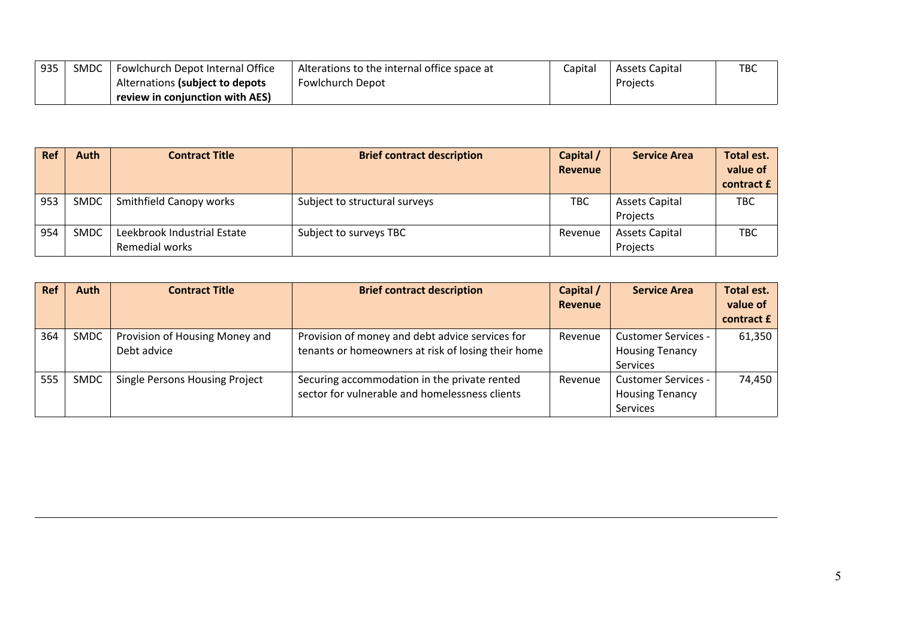| 935 | SMDC | Fowlchurch Depot Internal Office Alternations **(subject to depots review in conjunction with AES)** | Alterations to the internal office space at Fowlchurch Depot | Capital | Assets Capital Projects | TBC |
|---|---|---|---|---|---|---|

| Ref | Auth | Contract Title | Brief contract description | Capital / Revenue | Service Area | Total est. value of contract £ |
|---|---|---|---|---|---|---|
| 953 | SMDC | Smithfield Canopy works | Subject to structural surveys | TBC | Assets Capital Projects | TBC |
| 954 | SMDC | Leekbrook Industrial Estate Remedial works | Subject to surveys TBC | Revenue | Assets Capital Projects | TBC |

| Ref | Auth | Contract Title | Brief contract description | Capital / Revenue | Service Area | Total est. value of contract £ |
|---|---|---|---|---|---|---|
| 364 | SMDC | Provision of Housing Money and Debt advice | Provision of money and debt advice services for tenants or homeowners at risk of losing their home | Revenue | Customer Services - Housing Tenancy Services | 61,350 |
| 555 | SMDC | Single Persons Housing Project | Securing accommodation in the private rented sector for vulnerable and homelessness clients | Revenue | Customer Services - Housing Tenancy Services | 74,450 |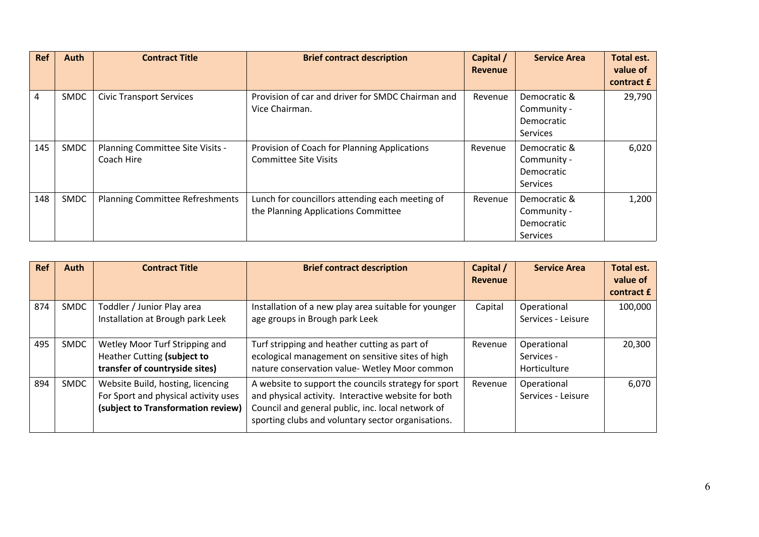| Ref | Auth | Contract Title | Brief contract description | Capital / Revenue | Service Area | Total est. value of contract £ |
|---|---|---|---|---|---|---|
| 4 | SMDC | Civic Transport Services | Provision of car and driver for SMDC Chairman and Vice Chairman. | Revenue | Democratic & Community - Democratic Services | 29,790 |
| 145 | SMDC | Planning Committee Site Visits - Coach Hire | Provision of Coach for Planning Applications Committee Site Visits | Revenue | Democratic & Community - Democratic Services | 6,020 |
| 148 | SMDC | Planning Committee Refreshments | Lunch for councillors attending each meeting of the Planning Applications Committee | Revenue | Democratic & Community - Democratic Services | 1,200 |

| Ref | Auth | Contract Title | Brief contract description | Capital / Revenue | Service Area | Total est. value of contract £ |
|---|---|---|---|---|---|---|
| 874 | SMDC | Toddler / Junior Play area Installation at Brough park Leek | Installation of a new play area suitable for younger age groups in Brough park Leek | Capital | Operational Services - Leisure | 100,000 |
| 495 | SMDC | Wetley Moor Turf Stripping and Heather Cutting **(subject to transfer of countryside sites)** | Turf stripping and heather cutting as part of ecological management on sensitive sites of high nature conservation value- Wetley Moor common | Revenue | Operational Services - Horticulture | 20,300 |
| 894 | SMDC | Website Build, hosting, licencing For Sport and physical activity uses **(subject to Transformation review)** | A website to support the councils strategy for sport and physical activity. Interactive website for both Council and general public, inc. local network of sporting clubs and voluntary sector organisations. | Revenue | Operational Services - Leisure | 6,070 |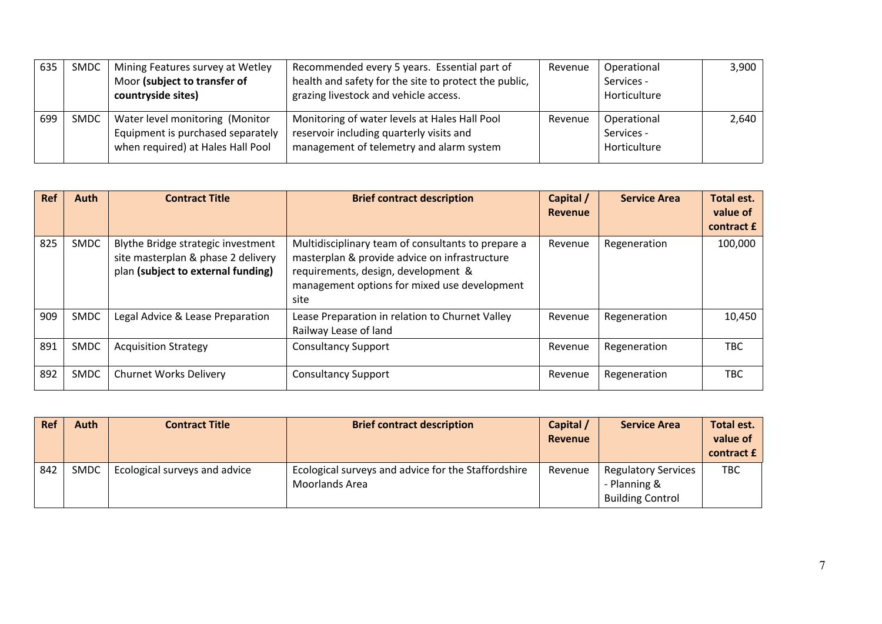| 635 | SMDC | Mining Features survey at Wetley Moor **(subject to transfer of countryside sites)** | Recommended every 5 years. Essential part of health and safety for the site to protect the public, grazing livestock and vehicle access. | Revenue | Operational Services - Horticulture | 3,900 |
|---|---|---|---|---|---|---|
| 699 | SMDC | Water level monitoring (Monitor Equipment is purchased separately when required) at Hales Hall Pool | Monitoring of water levels at Hales Hall Pool reservoir including quarterly visits and management of telemetry and alarm system | Revenue | Operational Services - Horticulture | 2,640 |

| Ref | Auth | Contract Title | Brief contract description | Capital / Revenue | Service Area | Total est. value of contract £ |
|---|---|---|---|---|---|---|
| 825 | SMDC | Blythe Bridge strategic investment site masterplan & phase 2 delivery plan **(subject to external funding)** | Multidisciplinary team of consultants to prepare a masterplan & provide advice on infrastructure requirements, design, development & management options for mixed use development site | Revenue | Regeneration | 100,000 |
| 909 | SMDC | Legal Advice & Lease Preparation | Lease Preparation in relation to Churnet Valley Railway Lease of land | Revenue | Regeneration | 10,450 |
| 891 | SMDC | Acquisition Strategy | Consultancy Support | Revenue | Regeneration | TBC |
| 892 | SMDC | Churnet Works Delivery | Consultancy Support | Revenue | Regeneration | TBC |

| Ref | Auth | Contract Title | Brief contract description | Capital / Revenue | Service Area | Total est. value of contract £ |
|---|---|---|---|---|---|---|
| 842 | SMDC | Ecological surveys and advice | Ecological surveys and advice for the Staffordshire Moorlands Area | Revenue | Regulatory Services - Planning & Building Control | TBC |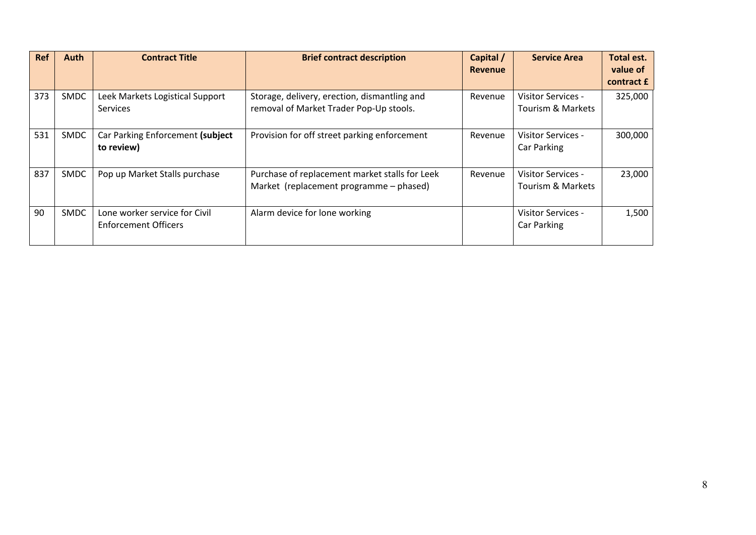| Ref | Auth | Contract Title | Brief contract description | Capital / Revenue | Service Area | Total est. value of contract £ |
|---|---|---|---|---|---|---|
| 373 | SMDC | Leek Markets Logistical Support Services | Storage, delivery, erection, dismantling and removal of Market Trader Pop-Up stools. | Revenue | Visitor Services - Tourism & Markets | 325,000 |
| 531 | SMDC | Car Parking Enforcement **(subject to review)** | Provision for off street parking enforcement | Revenue | Visitor Services - Car Parking | 300,000 |
| 837 | SMDC | Pop up Market Stalls purchase | Purchase of replacement market stalls for Leek Market (replacement programme – phased) | Revenue | Visitor Services - Tourism & Markets | 23,000 |
| 90 | SMDC | Lone worker service for Civil Enforcement Officers | Alarm device for lone working | | Visitor Services - Car Parking | 1,500 |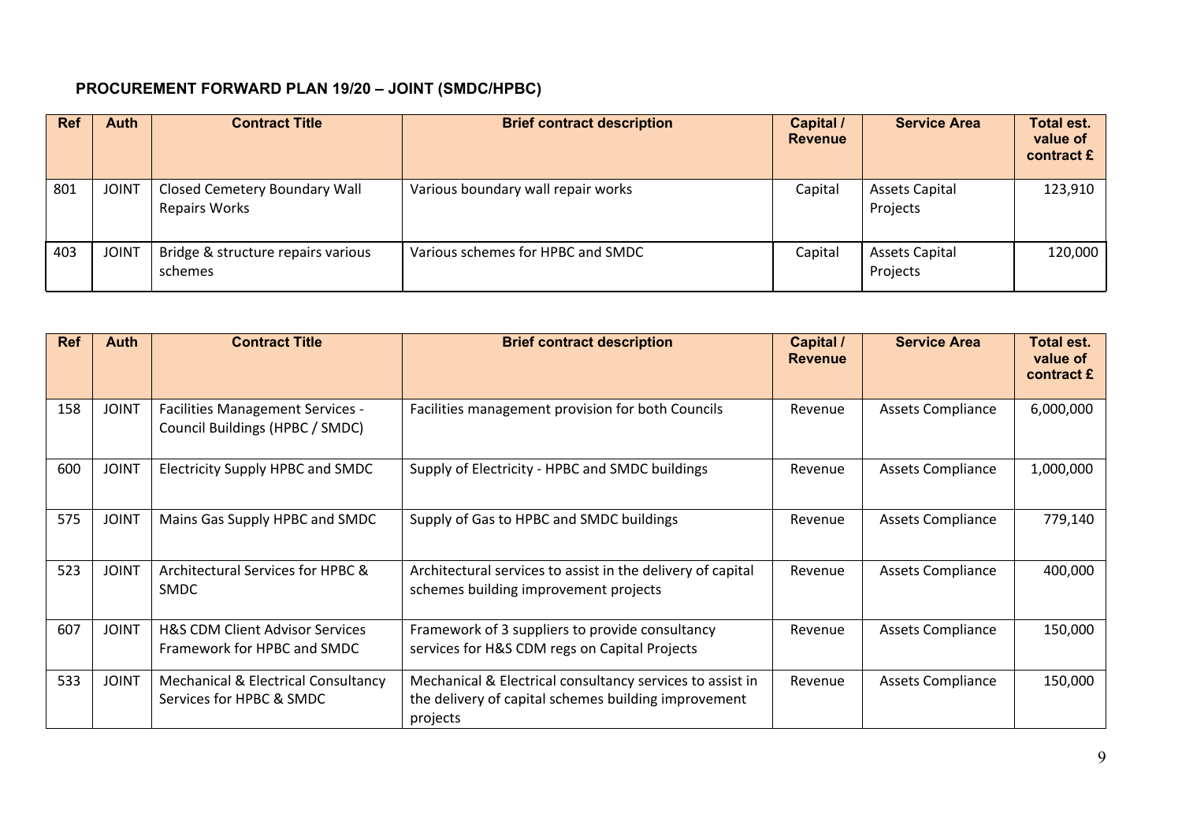## PROCUREMENT FORWARD PLAN 19/20 – JOINT (SMDC/HPBC)

| Ref | Auth | Contract Title | Brief contract description | Capital / Revenue | Service Area | Total est. value of contract £ |
|---|---|---|---|---|---|---|
| 801 | JOINT | Closed Cemetery Boundary Wall Repairs Works | Various boundary wall repair works | Capital | Assets Capital Projects | 123,910 |
| 403 | JOINT | Bridge & structure repairs various schemes | Various schemes for HPBC and SMDC | Capital | Assets Capital Projects | 120,000 |

| Ref | Auth | Contract Title | Brief contract description | Capital / Revenue | Service Area | Total est. value of contract £ |
|---|---|---|---|---|---|---|
| 158 | JOINT | Facilities Management Services - Council Buildings (HPBC / SMDC) | Facilities management provision for both Councils | Revenue | Assets Compliance | 6,000,000 |
| 600 | JOINT | Electricity Supply HPBC and SMDC | Supply of Electricity - HPBC and SMDC buildings | Revenue | Assets Compliance | 1,000,000 |
| 575 | JOINT | Mains Gas Supply HPBC and SMDC | Supply of Gas to HPBC and SMDC buildings | Revenue | Assets Compliance | 779,140 |
| 523 | JOINT | Architectural Services for HPBC & SMDC | Architectural services to assist in the delivery of capital schemes building improvement projects | Revenue | Assets Compliance | 400,000 |
| 607 | JOINT | H&S CDM Client Advisor Services Framework for HPBC and SMDC | Framework of 3 suppliers to provide consultancy services for H&S CDM regs on Capital Projects | Revenue | Assets Compliance | 150,000 |
| 533 | JOINT | Mechanical & Electrical Consultancy Services for HPBC & SMDC | Mechanical & Electrical consultancy services to assist in the delivery of capital schemes building improvement projects | Revenue | Assets Compliance | 150,000 |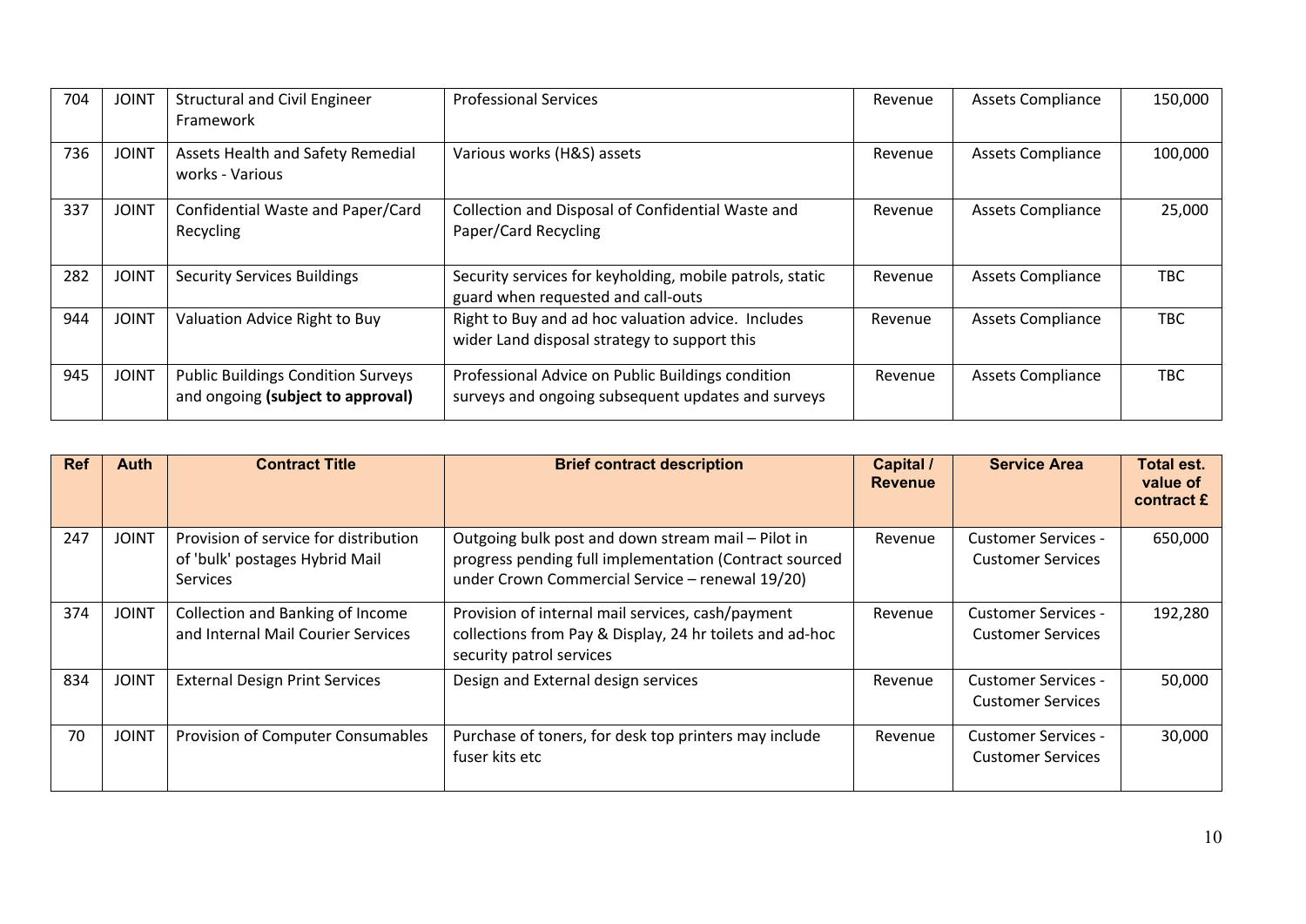| Ref | Auth | Contract Title | Brief contract description | Capital / Revenue | Service Area | Total est. value of contract £ |
|---|---|---|---|---|---|---|
| 704 | JOINT | Structural and Civil Engineer Framework | Professional Services | Revenue | Assets Compliance | 150,000 |
| 736 | JOINT | Assets Health and Safety Remedial works - Various | Various works (H&S) assets | Revenue | Assets Compliance | 100,000 |
| 337 | JOINT | Confidential Waste and Paper/Card Recycling | Collection and Disposal of Confidential Waste and Paper/Card Recycling | Revenue | Assets Compliance | 25,000 |
| 282 | JOINT | Security Services Buildings | Security services for keyholding, mobile patrols, static guard when requested and call-outs | Revenue | Assets Compliance | TBC |
| 944 | JOINT | Valuation Advice Right to Buy | Right to Buy and ad hoc valuation advice. Includes wider Land disposal strategy to support this | Revenue | Assets Compliance | TBC |
| 945 | JOINT | Public Buildings Condition Surveys and ongoing **(subject to approval)** | Professional Advice on Public Buildings condition surveys and ongoing subsequent updates and surveys | Revenue | Assets Compliance | TBC |

| Ref | Auth | Contract Title | Brief contract description | Capital / Revenue | Service Area | Total est. value of contract £ |
|---|---|---|---|---|---|---|
| 247 | JOINT | Provision of service for distribution of 'bulk' postages Hybrid Mail Services | Outgoing bulk post and down stream mail – Pilot in progress pending full implementation (Contract sourced under Crown Commercial Service – renewal 19/20) | Revenue | Customer Services - Customer Services | 650,000 |
| 374 | JOINT | Collection and Banking of Income and Internal Mail Courier Services | Provision of internal mail services, cash/payment collections from Pay & Display, 24 hr toilets and ad-hoc security patrol services | Revenue | Customer Services - Customer Services | 192,280 |
| 834 | JOINT | External Design Print Services | Design and External design services | Revenue | Customer Services - Customer Services | 50,000 |
| 70 | JOINT | Provision of Computer Consumables | Purchase of toners, for desk top printers may include fuser kits etc | Revenue | Customer Services - Customer Services | 30,000 |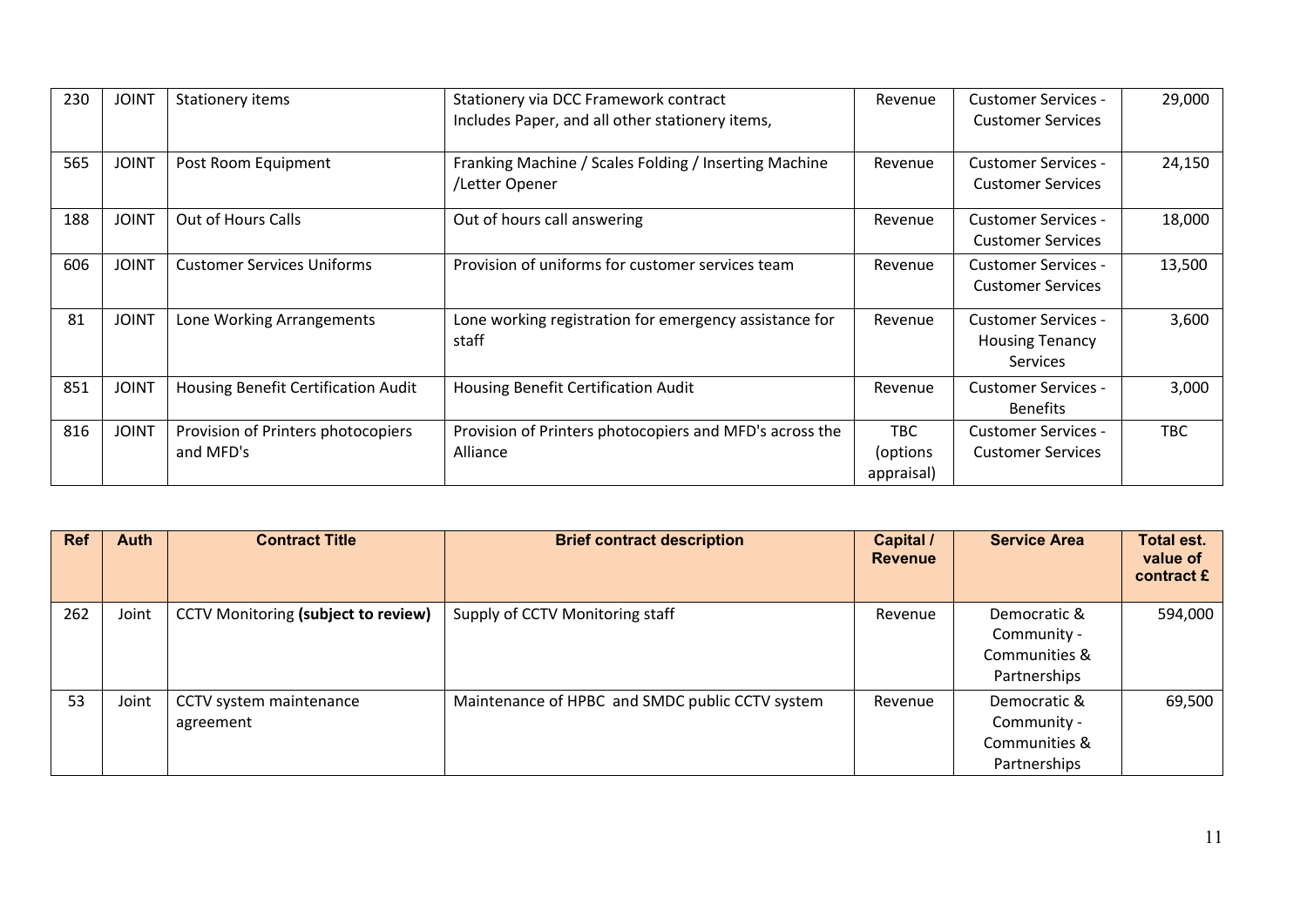| Ref | Auth | Contract Title | Brief contract description | Capital / Revenue | Service Area | Total est. value of contract £ |
|---|---|---|---|---|---|---|
| 230 | JOINT | Stationery items | Stationery via DCC Framework contract Includes Paper, and all other stationery items, | Revenue | Customer Services - Customer Services | 29,000 |
| 565 | JOINT | Post Room Equipment | Franking Machine / Scales Folding / Inserting Machine /Letter Opener | Revenue | Customer Services - Customer Services | 24,150 |
| 188 | JOINT | Out of Hours Calls | Out of hours call answering | Revenue | Customer Services - Customer Services | 18,000 |
| 606 | JOINT | Customer Services Uniforms | Provision of uniforms for customer services team | Revenue | Customer Services - Customer Services | 13,500 |
| 81 | JOINT | Lone Working Arrangements | Lone working registration for emergency assistance for staff | Revenue | Customer Services - Housing Tenancy Services | 3,600 |
| 851 | JOINT | Housing Benefit Certification Audit | Housing Benefit Certification Audit | Revenue | Customer Services - Benefits | 3,000 |
| 816 | JOINT | Provision of Printers photocopiers and MFD's | Provision of Printers photocopiers and MFD's across the Alliance | TBC (options appraisal) | Customer Services - Customer Services | TBC |

| Ref | Auth | Contract Title | Brief contract description | Capital / Revenue | Service Area | Total est. value of contract £ |
|---|---|---|---|---|---|---|
| 262 | Joint | CCTV Monitoring **(subject to review)** | Supply of CCTV Monitoring staff | Revenue | Democratic & Community - Communities & Partnerships | 594,000 |
| 53 | Joint | CCTV system maintenance agreement | Maintenance of HPBC and SMDC public CCTV system | Revenue | Democratic & Community - Communities & Partnerships | 69,500 |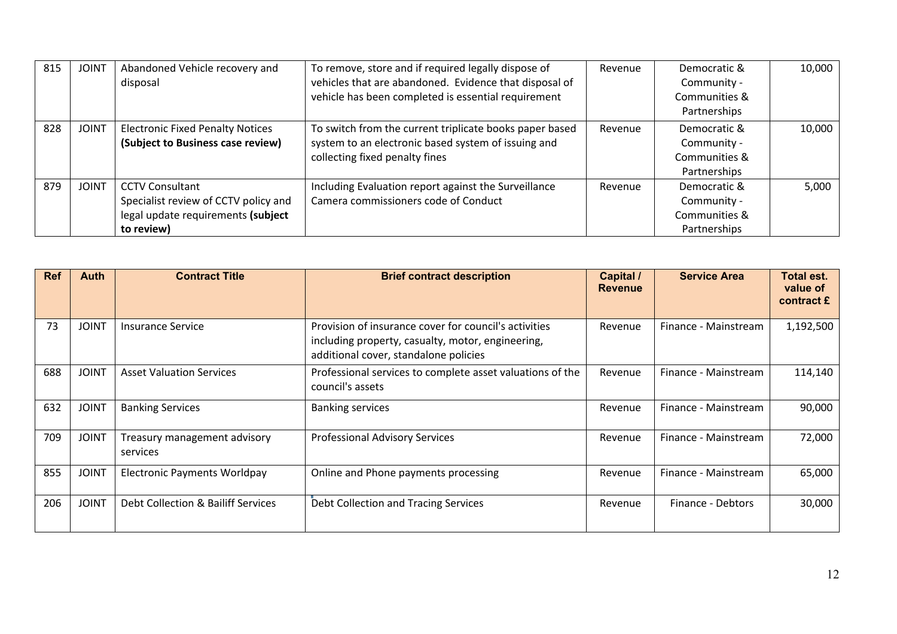| 815 | JOINT | Abandoned Vehicle recovery and disposal | To remove, store and if required legally dispose of vehicles that are abandoned. Evidence that disposal of vehicle has been completed is essential requirement | Revenue | Democratic & Community - Communities & Partnerships | 10,000 |
|---|---|---|---|---|---|---|
| 828 | JOINT | Electronic Fixed Penalty Notices **(Subject to Business case review)** | To switch from the current triplicate books paper based system to an electronic based system of issuing and collecting fixed penalty fines | Revenue | Democratic & Community - Communities & Partnerships | 10,000 |
| 879 | JOINT | CCTV Consultant Specialist review of CCTV policy and legal update requirements **(subject to review)** | Including Evaluation report against the Surveillance Camera commissioners code of Conduct | Revenue | Democratic & Community - Communities & Partnerships | 5,000 |

| Ref | Auth | Contract Title | Brief contract description | Capital / Revenue | Service Area | Total est. value of contract £ |
|---|---|---|---|---|---|---|
| 73 | JOINT | Insurance Service | Provision of insurance cover for council's activities including property, casualty, motor, engineering, additional cover, standalone policies | Revenue | Finance - Mainstream | 1,192,500 |
| 688 | JOINT | Asset Valuation Services | Professional services to complete asset valuations of the council's assets | Revenue | Finance - Mainstream | 114,140 |
| 632 | JOINT | Banking Services | Banking services | Revenue | Finance - Mainstream | 90,000 |
| 709 | JOINT | Treasury management advisory services | Professional Advisory Services | Revenue | Finance - Mainstream | 72,000 |
| 855 | JOINT | Electronic Payments Worldpay | Online and Phone payments processing | Revenue | Finance - Mainstream | 65,000 |
| 206 | JOINT | Debt Collection & Bailiff Services | Debt Collection and Tracing Services | Revenue | Finance - Debtors | 30,000 |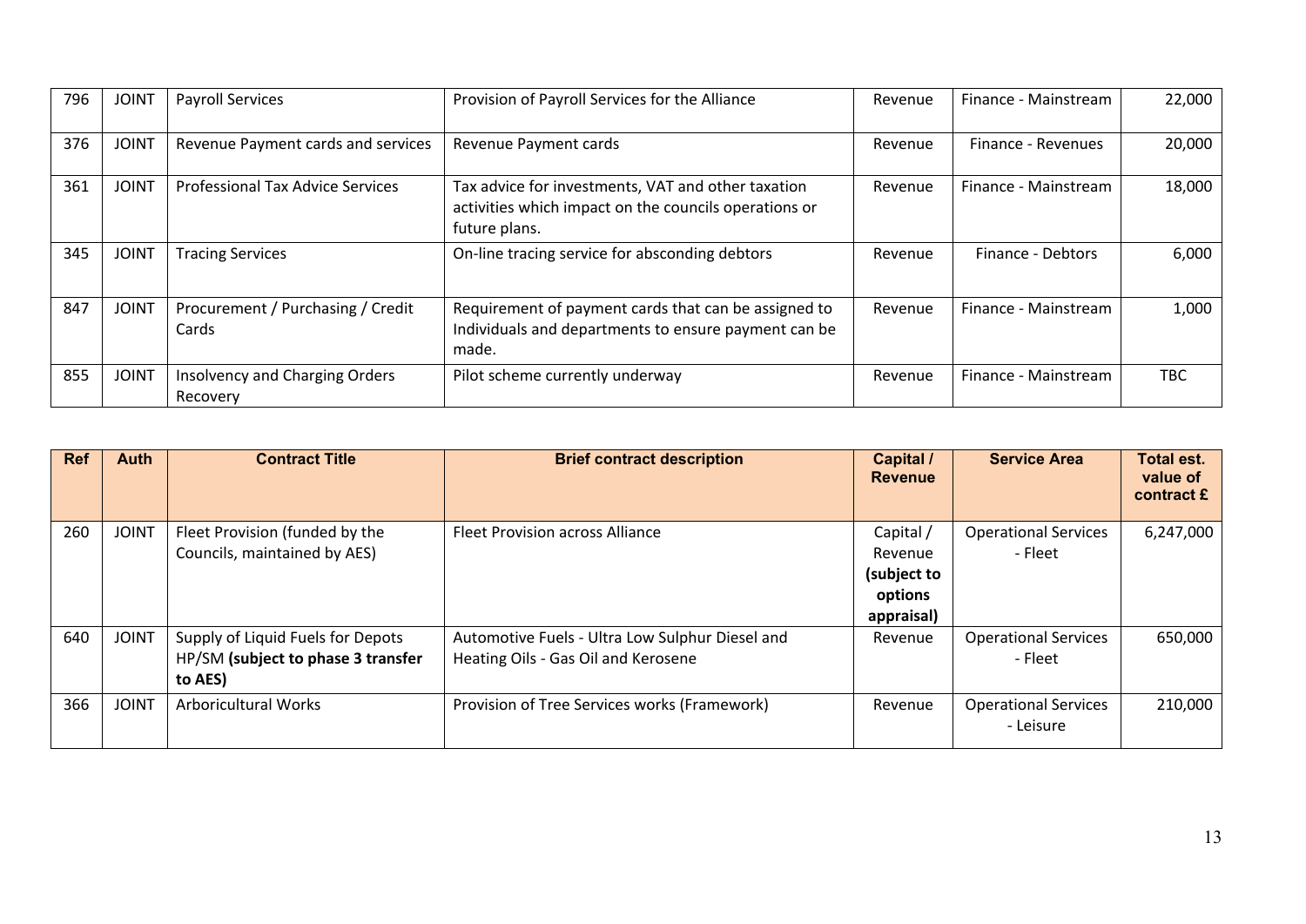| 796 | JOINT | Payroll Services | Provision of Payroll Services for the Alliance | Revenue | Finance - Mainstream | 22,000 |
|---|---|---|---|---|---|---|
| 376 | JOINT | Revenue Payment cards and services | Revenue Payment cards | Revenue | Finance - Revenues | 20,000 |
| 361 | JOINT | Professional Tax Advice Services | Tax advice for investments, VAT and other taxation activities which impact on the councils operations or future plans. | Revenue | Finance - Mainstream | 18,000 |
| 345 | JOINT | Tracing Services | On-line tracing service for absconding debtors | Revenue | Finance - Debtors | 6,000 |
| 847 | JOINT | Procurement / Purchasing / Credit Cards | Requirement of payment cards that can be assigned to Individuals and departments to ensure payment can be made. | Revenue | Finance - Mainstream | 1,000 |
| 855 | JOINT | Insolvency and Charging Orders Recovery | Pilot scheme currently underway | Revenue | Finance - Mainstream | TBC |

| Ref | Auth | Contract Title | Brief contract description | Capital / Revenue | Service Area | Total est. value of contract £ |
|---|---|---|---|---|---|---|
| 260 | JOINT | Fleet Provision (funded by the Councils, maintained by AES) | Fleet Provision across Alliance | Capital / Revenue **(subject to options appraisal)** | Operational Services - Fleet | 6,247,000 |
| 640 | JOINT | Supply of Liquid Fuels for Depots HP/SM **(subject to phase 3 transfer to AES)** | Automotive Fuels - Ultra Low Sulphur Diesel and Heating Oils - Gas Oil and Kerosene | Revenue | Operational Services - Fleet | 650,000 |
| 366 | JOINT | Arboricultural Works | Provision of Tree Services works (Framework) | Revenue | Operational Services - Leisure | 210,000 |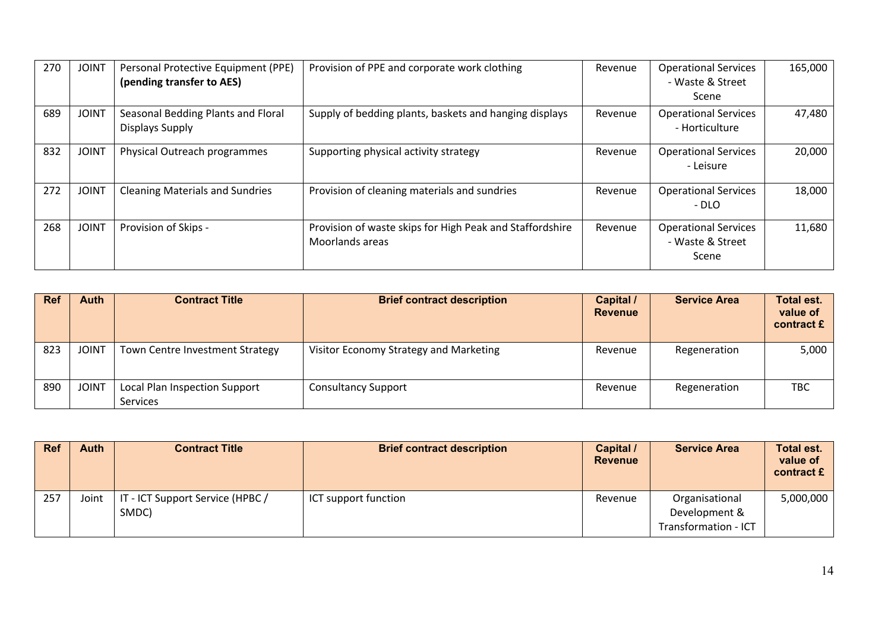| Ref | Auth | Contract Title | Brief contract description | Capital / Revenue | Service Area | Total est. value of contract £ |
|---|---|---|---|---|---|---|
| 270 | JOINT | Personal Protective Equipment (PPE) **(pending transfer to AES)** | Provision of PPE and corporate work clothing | Revenue | Operational Services - Waste & Street Scene | 165,000 |
| 689 | JOINT | Seasonal Bedding Plants and Floral Displays Supply | Supply of bedding plants, baskets and hanging displays | Revenue | Operational Services - Horticulture | 47,480 |
| 832 | JOINT | Physical Outreach programmes | Supporting physical activity strategy | Revenue | Operational Services - Leisure | 20,000 |
| 272 | JOINT | Cleaning Materials and Sundries | Provision of cleaning materials and sundries | Revenue | Operational Services - DLO | 18,000 |
| 268 | JOINT | Provision of Skips - | Provision of waste skips for High Peak and Staffordshire Moorlands areas | Revenue | Operational Services - Waste & Street Scene | 11,680 |

| Ref | Auth | Contract Title | Brief contract description | Capital / Revenue | Service Area | Total est. value of contract £ |
|---|---|---|---|---|---|---|
| 823 | JOINT | Town Centre Investment Strategy | Visitor Economy Strategy and Marketing | Revenue | Regeneration | 5,000 |
| 890 | JOINT | Local Plan Inspection Support Services | Consultancy Support | Revenue | Regeneration | TBC |

| Ref | Auth | Contract Title | Brief contract description | Capital / Revenue | Service Area | Total est. value of contract £ |
|---|---|---|---|---|---|---|
| 257 | Joint | IT - ICT Support Service (HPBC / SMDC) | ICT support function | Revenue | Organisational Development & Transformation - ICT | 5,000,000 |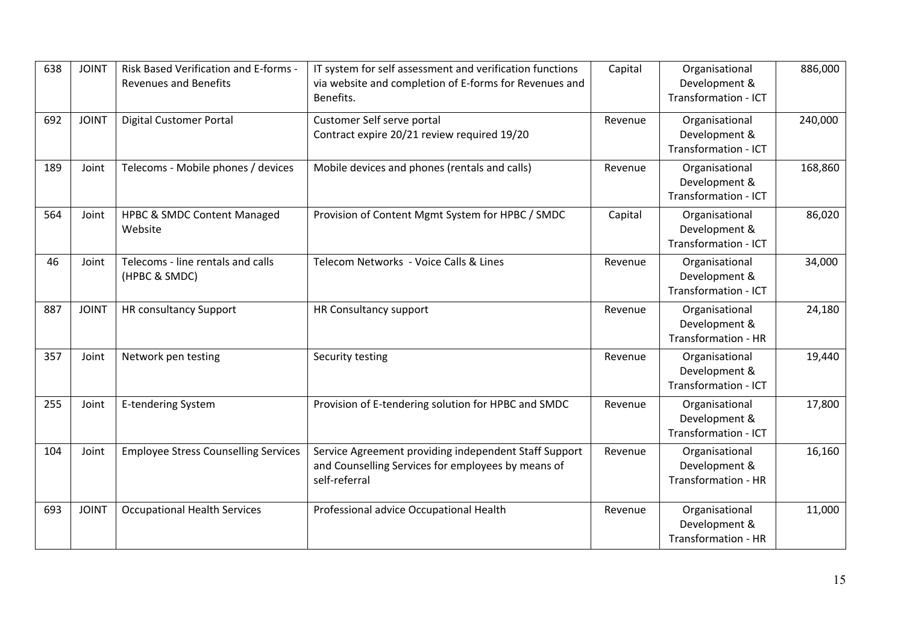| 638 | JOINT | Risk Based Verification and E-forms - Revenues and Benefits | IT system for self assessment and verification functions via website and completion of E-forms for Revenues and Benefits. | Capital | Organisational Development & Transformation - ICT | 886,000 |
|---|---|---|---|---|---|---|
| 692 | JOINT | Digital Customer Portal | Customer Self serve portal<br>Contract expire 20/21 review required 19/20 | Revenue | Organisational Development & Transformation - ICT | 240,000 |
| 189 | Joint | Telecoms - Mobile phones / devices | Mobile devices and phones (rentals and calls) | Revenue | Organisational Development & Transformation - ICT | 168,860 |
| 564 | Joint | HPBC & SMDC Content Managed Website | Provision of Content Mgmt System for HPBC / SMDC | Capital | Organisational Development & Transformation - ICT | 86,020 |
| 46 | Joint | Telecoms - line rentals and calls (HPBC & SMDC) | Telecom Networks - Voice Calls & Lines | Revenue | Organisational Development & Transformation - ICT | 34,000 |
| 887 | JOINT | HR consultancy Support | HR Consultancy support | Revenue | Organisational Development & Transformation - HR | 24,180 |
| 357 | Joint | Network pen testing | Security testing | Revenue | Organisational Development & Transformation - ICT | 19,440 |
| 255 | Joint | E-tendering System | Provision of E-tendering solution for HPBC and SMDC | Revenue | Organisational Development & Transformation - ICT | 17,800 |
| 104 | Joint | Employee Stress Counselling Services | Service Agreement providing independent Staff Support and Counselling Services for employees by means of self-referral | Revenue | Organisational Development & Transformation - HR | 16,160 |
| 693 | JOINT | Occupational Health Services | Professional advice Occupational Health | Revenue | Organisational Development & Transformation - HR | 11,000 |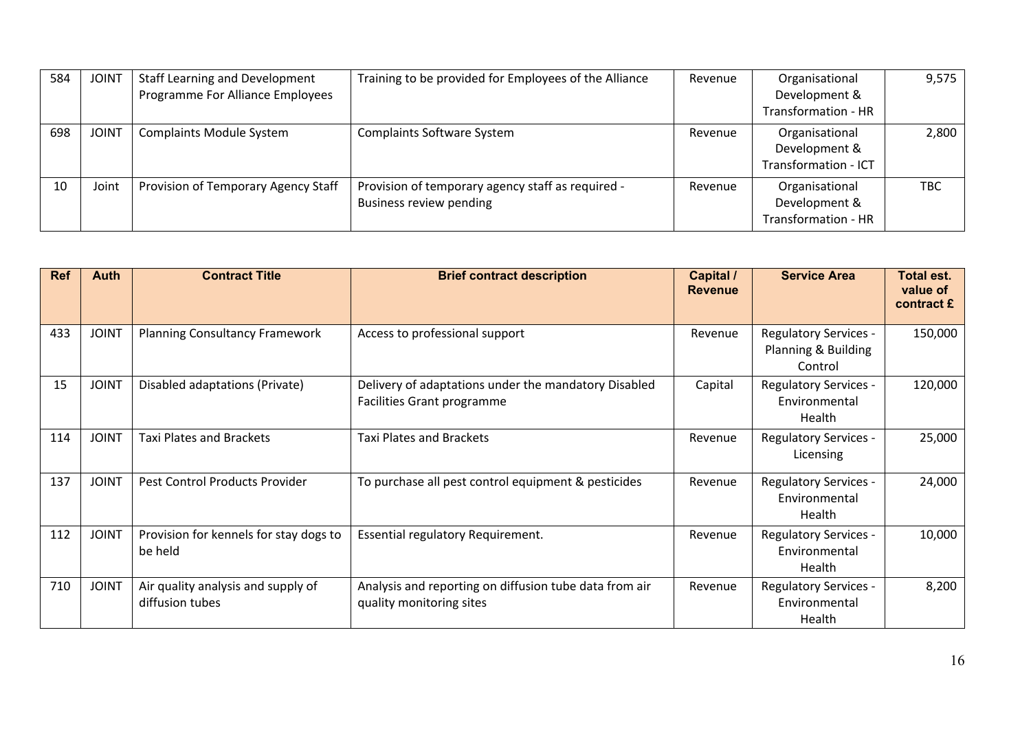| 584 | JOINT | Staff Learning and Development Programme For Alliance Employees | Training to be provided for Employees of the Alliance | Revenue | Organisational Development & Transformation - HR | 9,575 |
|---|---|---|---|---|---|---|
| 698 | JOINT | Complaints Module System | Complaints Software System | Revenue | Organisational Development & Transformation - ICT | 2,800 |
| 10 | Joint | Provision of Temporary Agency Staff | Provision of temporary agency staff as required - Business review pending | Revenue | Organisational Development & Transformation - HR | TBC |

| Ref | Auth | Contract Title | Brief contract description | Capital / Revenue | Service Area | Total est. value of contract £ |
|---|---|---|---|---|---|---|
| 433 | JOINT | Planning Consultancy Framework | Access to professional support | Revenue | Regulatory Services - Planning & Building Control | 150,000 |
| 15 | JOINT | Disabled adaptations (Private) | Delivery of adaptations under the mandatory Disabled Facilities Grant programme | Capital | Regulatory Services - Environmental Health | 120,000 |
| 114 | JOINT | Taxi Plates and Brackets | Taxi Plates and Brackets | Revenue | Regulatory Services - Licensing | 25,000 |
| 137 | JOINT | Pest Control Products Provider | To purchase all pest control equipment & pesticides | Revenue | Regulatory Services - Environmental Health | 24,000 |
| 112 | JOINT | Provision for kennels for stay dogs to be held | Essential regulatory Requirement. | Revenue | Regulatory Services - Environmental Health | 10,000 |
| 710 | JOINT | Air quality analysis and supply of diffusion tubes | Analysis and reporting on diffusion tube data from air quality monitoring sites | Revenue | Regulatory Services - Environmental Health | 8,200 |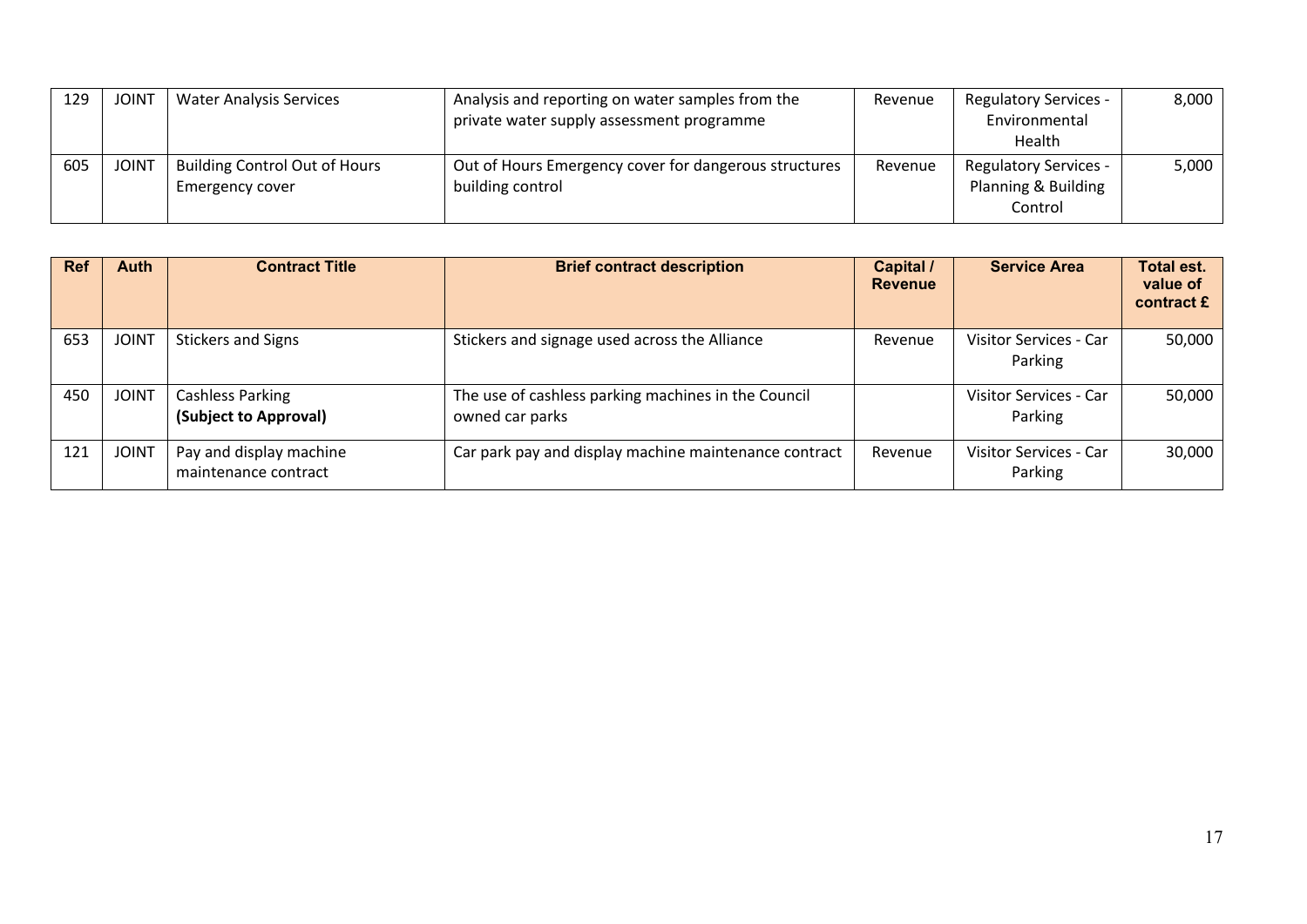| Ref | Auth | Contract Title | Brief contract description | Capital / Revenue | Service Area | Total est. value of contract £ |
|---|---|---|---|---|---|---|
| 129 | JOINT | Water Analysis Services | Analysis and reporting on water samples from the private water supply assessment programme | Revenue | Regulatory Services - Environmental Health | 8,000 |
| 605 | JOINT | Building Control Out of Hours Emergency cover | Out of Hours Emergency cover for dangerous structures building control | Revenue | Regulatory Services - Planning & Building Control | 5,000 |
| 653 | JOINT | Stickers and Signs | Stickers and signage used across the Alliance | Revenue | Visitor Services - Car Parking | 50,000 |
| 450 | JOINT | Cashless Parking **(Subject to Approval)** | The use of cashless parking machines in the Council owned car parks | | Visitor Services - Car Parking | 50,000 |
| 121 | JOINT | Pay and display machine maintenance contract | Car park pay and display machine maintenance contract | Revenue | Visitor Services - Car Parking | 30,000 |